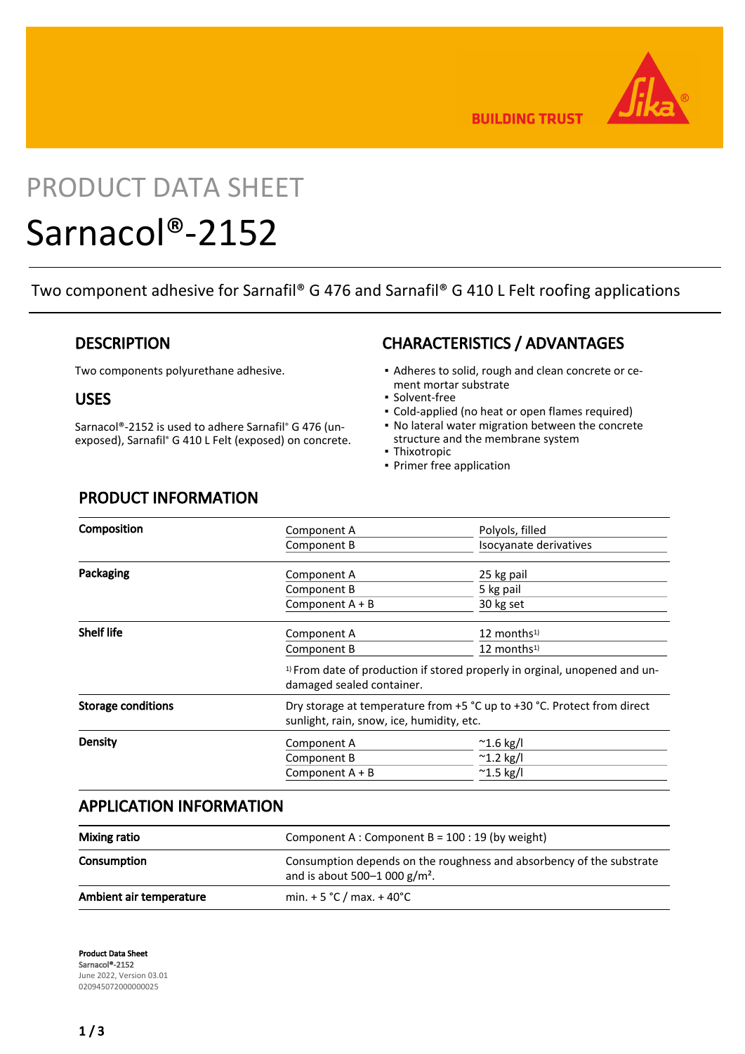# PRODUCT DATA SHEET

# Sarnacol®-2152

Two component adhesive for Sarnafil® G 476 and Sarnafil® G 410 L Felt roofing applications

## DESCRIPTION

Two components polyurethane adhesive.

## USES

Sarnacol®-2152 is used to adhere Sarnafil® G 476 (unexposed), Sarnafil® G 410 L Felt (exposed) on concrete.

## CHARACTERISTICS / ADVANTAGES

- Adheres to solid, rough and clean concrete or cement mortar substrate
- Solvent-free
- Cold-applied (no heat or open flames required)
- No lateral water migration between the concrete structure and the membrane system
- Thixotropic
- Primer free application

## PRODUCT INFORMATION

| | | |
|---|---|---|
| **Composition** | Component A | Polyols, filled |
| | Component B | Isocyanate derivatives |
| **Packaging** | Component A | 25 kg pail |
| | Component B | 5 kg pail |
| | Component A + B | 30 kg set |
| **Shelf life** | Component A | 12 months[1] |
| | Component B | 12 months[1] |
| | [1] From date of production if stored properly in orginal, unopened and undamaged sealed container. | |
| **Storage conditions** | Dry storage at temperature from +5 °C up to +30 °C. Protect from direct sunlight, rain, snow, ice, humidity, etc. | |
| **Density** | Component A | ~1.6 kg/l |
| | Component B | ~1.2 kg/l |
| | Component A + B | ~1.5 kg/l |

## APPLICATION INFORMATION

| | |
|---|---|
| **Mixing ratio** | Component A : Component B = 100 : 19 (by weight) |
| **Consumption** | Consumption depends on the roughness and absorbency of the substrate and is about 500–1 000 g/m². |
| **Ambient air temperature** | min. + 5 °C / max. + 40°C |

**Product Data Sheet**
**Sarnacol®-2152**
June 2022, Version 03.01
020945072000000025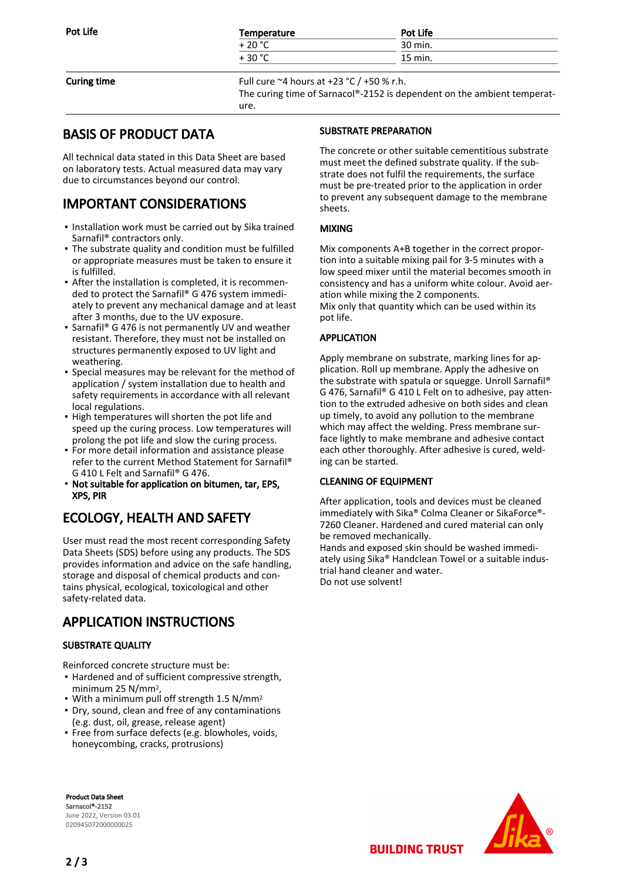| | Temperature | Pot Life |
|---|---|---|
| Pot Life | + 20 °C | 30 min. |
| | + 30 °C | 15 min. |

| | |
|---|---|
| Curing time | Full cure ~4 hours at +23 °C / +50 % r.h. The curing time of Sarnacol®-2152 is dependent on the ambient temperature. |

## BASIS OF PRODUCT DATA

All technical data stated in this Data Sheet are based on laboratory tests. Actual measured data may vary due to circumstances beyond our control.

## IMPORTANT CONSIDERATIONS

- Installation work must be carried out by Sika trained Sarnafil® contractors only.
- The substrate quality and condition must be fulfilled or appropriate measures must be taken to ensure it is fulfilled.
- After the installation is completed, it is recommended to protect the Sarnafil® G 476 system immediately to prevent any mechanical damage and at least after 3 months, due to the UV exposure.
- Sarnafil® G 476 is not permanently UV and weather resistant. Therefore, they must not be installed on structures permanently exposed to UV light and weathering.
- Special measures may be relevant for the method of application / system installation due to health and safety requirements in accordance with all relevant local regulations.
- High temperatures will shorten the pot life and speed up the curing process. Low temperatures will prolong the pot life and slow the curing process.
- For more detail information and assistance please refer to the current Method Statement for Sarnafil® G 410 L Felt and Sarnafil® G 476.
- **Not suitable for application on bitumen, tar, EPS, XPS, PIR**

## ECOLOGY, HEALTH AND SAFETY

User must read the most recent corresponding Safety Data Sheets (SDS) before using any products. The SDS provides information and advice on the safe handling, storage and disposal of chemical products and contains physical, ecological, toxicological and other safety-related data.

## APPLICATION INSTRUCTIONS

### SUBSTRATE QUALITY

Reinforced concrete structure must be:

- Hardened and of sufficient compressive strength, minimum 25 N/mm²,
- With a minimum pull off strength 1.5 N/mm²
- Dry, sound, clean and free of any contaminations (e.g. dust, oil, grease, release agent)
- Free from surface defects (e.g. blowholes, voids, honeycombing, cracks, protrusions)

### SUBSTRATE PREPARATION

The concrete or other suitable cementitious substrate must meet the defined substrate quality. If the substrate does not fulfil the requirements, the surface must be pre-treated prior to the application in order to prevent any subsequent damage to the membrane sheets.

### MIXING

Mix components A+B together in the correct proportion into a suitable mixing pail for 3-5 minutes with a low speed mixer until the material becomes smooth in consistency and has a uniform white colour. Avoid aeration while mixing the 2 components.
Mix only that quantity which can be used within its pot life.

### APPLICATION

Apply membrane on substrate, marking lines for application. Roll up membrane. Apply the adhesive on the substrate with spatula or squegge. Unroll Sarnafil® G 476, Sarnafil® G 410 L Felt on to adhesive, pay attention to the extruded adhesive on both sides and clean up timely, to avoid any pollution to the membrane which may affect the welding. Press membrane surface lightly to make membrane and adhesive contact each other thoroughly. After adhesive is cured, welding can be started.

### CLEANING OF EQUIPMENT

After application, tools and devices must be cleaned immediately with Sika® Colma Cleaner or SikaForce®-7260 Cleaner. Hardened and cured material can only be removed mechanically.
Hands and exposed skin should be washed immediately using Sika® Handclean Towel or a suitable industrial hand cleaner and water.
Do not use solvent!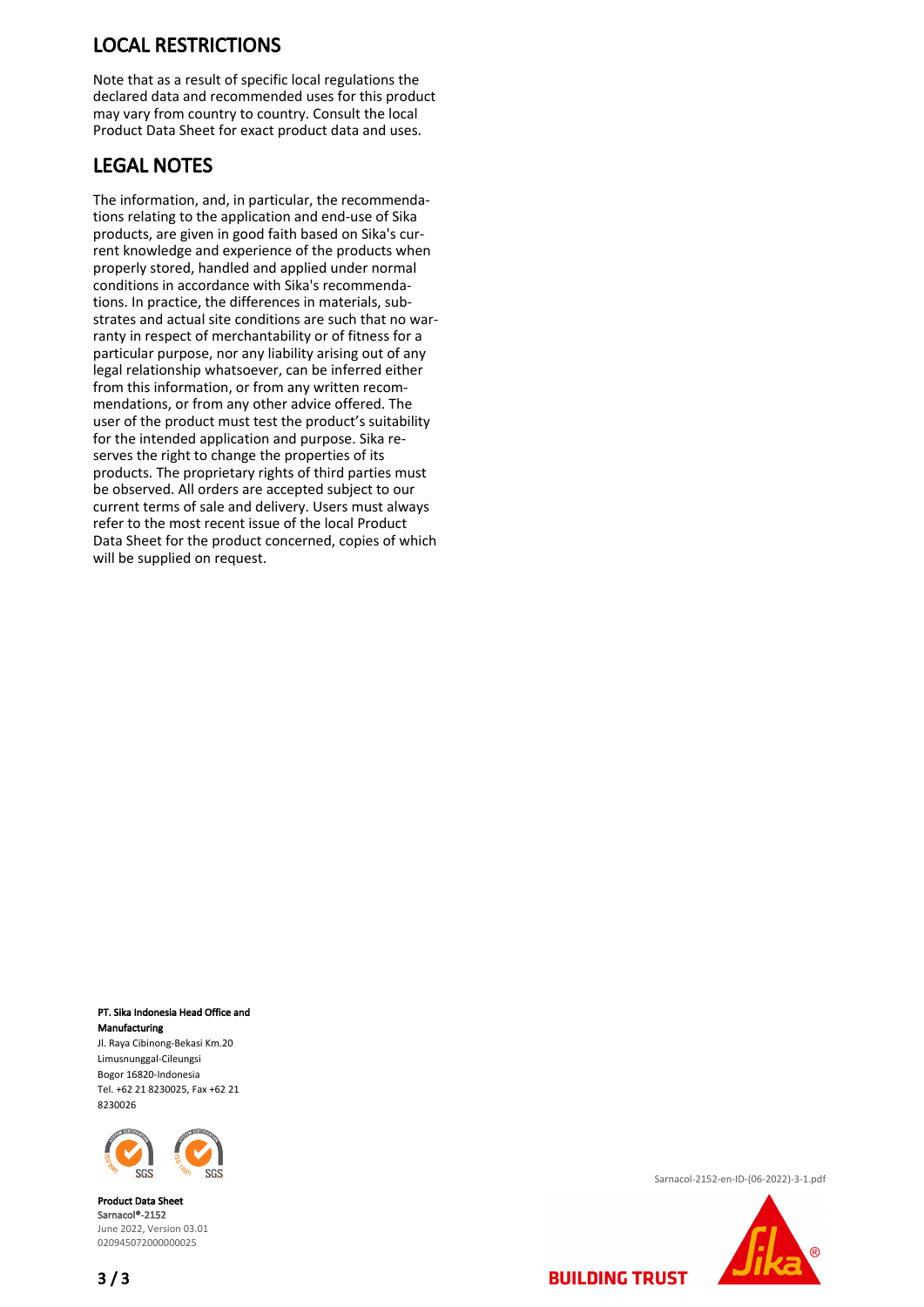## LOCAL RESTRICTIONS

Note that as a result of specific local regulations the declared data and recommended uses for this product may vary from country to country. Consult the local Product Data Sheet for exact product data and uses.

## LEGAL NOTES

The information, and, in particular, the recommendations relating to the application and end-use of Sika products, are given in good faith based on Sika's current knowledge and experience of the products when properly stored, handled and applied under normal conditions in accordance with Sika's recommendations. In practice, the differences in materials, substrates and actual site conditions are such that no warranty in respect of merchantability or of fitness for a particular purpose, nor any liability arising out of any legal relationship whatsoever, can be inferred either from this information, or from any written recommendations, or from any other advice offered. The user of the product must test the product's suitability for the intended application and purpose. Sika reserves the right to change the properties of its products. The proprietary rights of third parties must be observed. All orders are accepted subject to our current terms of sale and delivery. Users must always refer to the most recent issue of the local Product Data Sheet for the product concerned, copies of which will be supplied on request.

**PT. Sika Indonesia Head Office and Manufacturing**
Jl. Raya Cibinong-Bekasi Km.20
Limusnunggal-Cileungsi
Bogor 16820-Indonesia
Tel. +62 21 8230025, Fax +62 21 8230026

**Product Data Sheet**
**Sarnacol®-2152**
June 2022, Version 03.01
020945072000000025

Sarnacol-2152-en-ID-(06-2022)-3-1.pdf

BUILDING TRUST